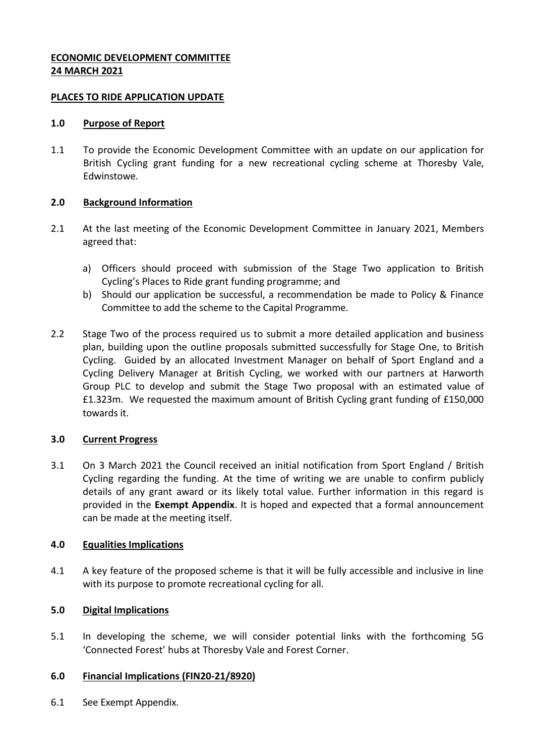**ECONOMIC DEVELOPMENT COMMITTEE**
**24 MARCH 2021**

**PLACES TO RIDE APPLICATION UPDATE**

## 1.0 Purpose of Report

1.1 To provide the Economic Development Committee with an update on our application for British Cycling grant funding for a new recreational cycling scheme at Thoresby Vale, Edwinstowe.

## 2.0 Background Information

2.1 At the last meeting of the Economic Development Committee in January 2021, Members agreed that:

a) Officers should proceed with submission of the Stage Two application to British Cycling's Places to Ride grant funding programme; and
b) Should our application be successful, a recommendation be made to Policy & Finance Committee to add the scheme to the Capital Programme.

2.2 Stage Two of the process required us to submit a more detailed application and business plan, building upon the outline proposals submitted successfully for Stage One, to British Cycling. Guided by an allocated Investment Manager on behalf of Sport England and a Cycling Delivery Manager at British Cycling, we worked with our partners at Harworth Group PLC to develop and submit the Stage Two proposal with an estimated value of £1.323m. We requested the maximum amount of British Cycling grant funding of £150,000 towards it.

## 3.0 Current Progress

3.1 On 3 March 2021 the Council received an initial notification from Sport England / British Cycling regarding the funding. At the time of writing we are unable to confirm publicly details of any grant award or its likely total value. Further information in this regard is provided in the **Exempt Appendix**. It is hoped and expected that a formal announcement can be made at the meeting itself.

## 4.0 Equalities Implications

4.1 A key feature of the proposed scheme is that it will be fully accessible and inclusive in line with its purpose to promote recreational cycling for all.

## 5.0 Digital Implications

5.1 In developing the scheme, we will consider potential links with the forthcoming 5G 'Connected Forest' hubs at Thoresby Vale and Forest Corner.

## 6.0 Financial Implications (FIN20-21/8920)

6.1 See Exempt Appendix.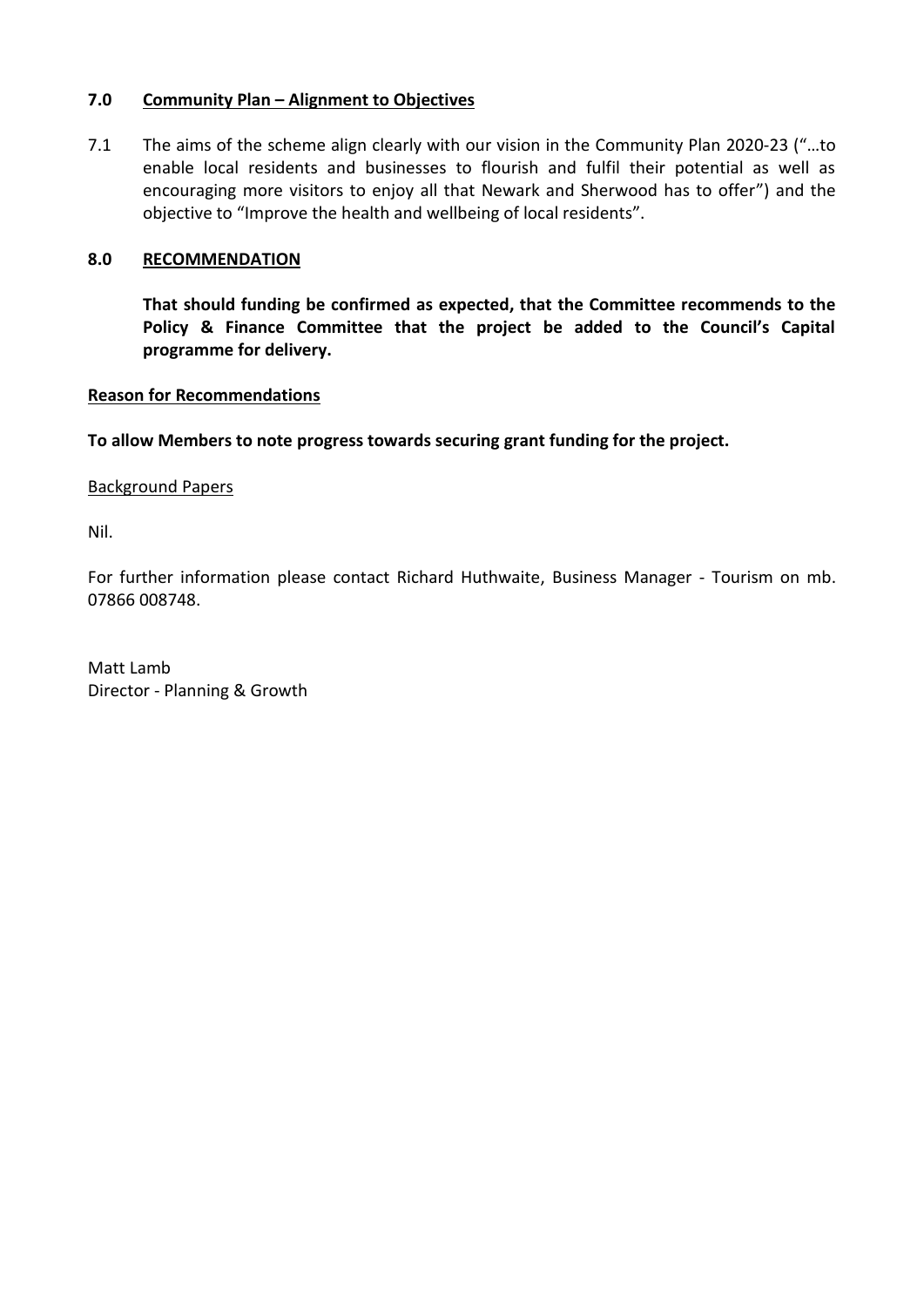## 7.0 Community Plan – Alignment to Objectives

7.1 The aims of the scheme align clearly with our vision in the Community Plan 2020-23 ("…to enable local residents and businesses to flourish and fulfil their potential as well as encouraging more visitors to enjoy all that Newark and Sherwood has to offer") and the objective to "Improve the health and wellbeing of local residents".

## 8.0 RECOMMENDATION

**That should funding be confirmed as expected, that the Committee recommends to the Policy & Finance Committee that the project be added to the Council's Capital programme for delivery.**

**Reason for Recommendations**

**To allow Members to note progress towards securing grant funding for the project.**

Background Papers

Nil.

For further information please contact Richard Huthwaite, Business Manager - Tourism on mb. 07866 008748.

Matt Lamb
Director - Planning & Growth